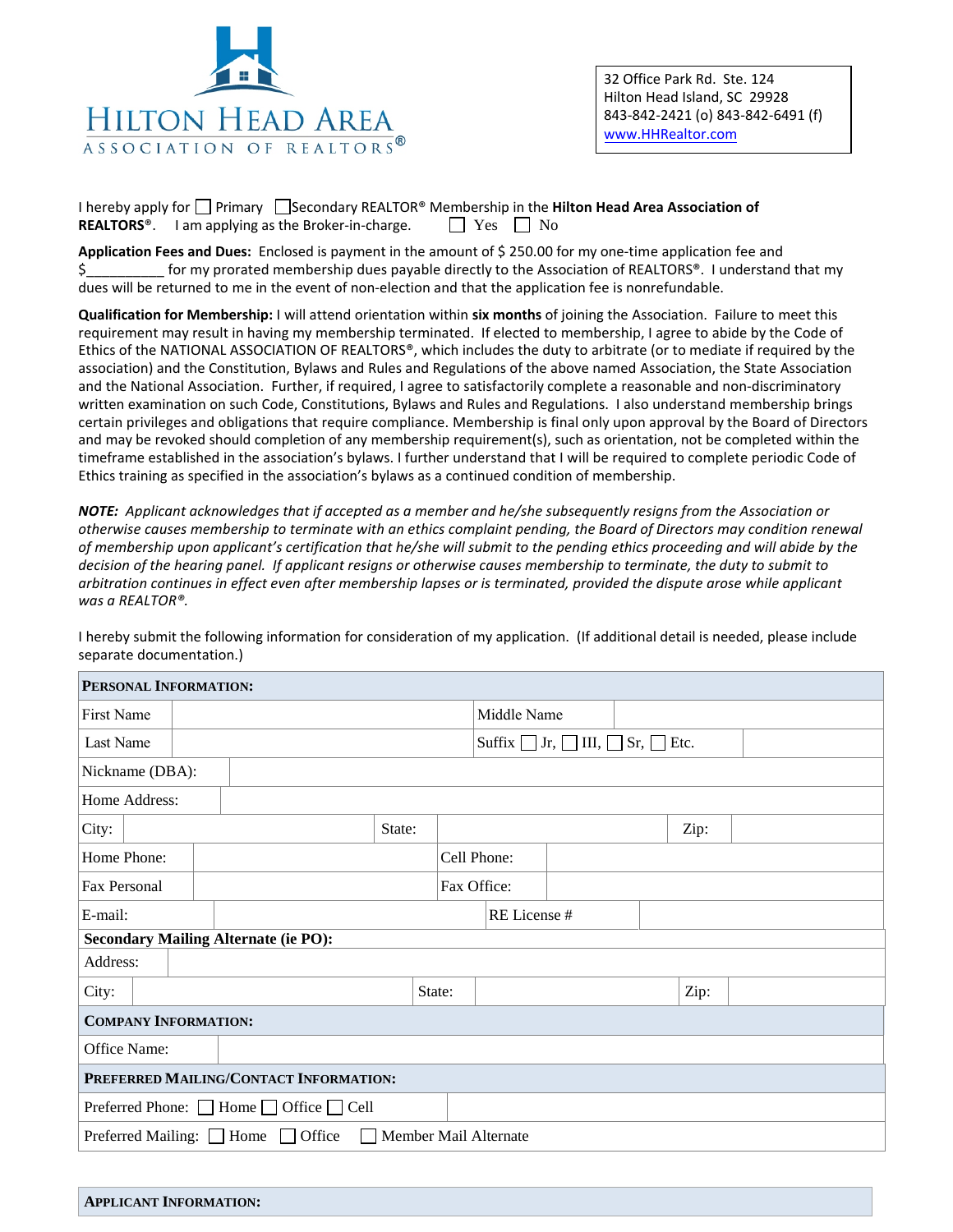# HILTON HEAD AREA ASSOCIATION OF REALTORS®

32 Office Park Rd. Ste. 124
Hilton Head Island, SC 29928
843-842-2421 (o) 843-842-6491 (f)
www.HHRealtor.com

I hereby apply for ☐ Primary ☐ Secondary REALTOR® Membership in the **Hilton Head Area Association of REALTORS®**. I am applying as the Broker-in-charge. ☐ Yes ☐ No

**Application Fees and Dues:** Enclosed is payment in the amount of $ 250.00 for my one-time application fee and $__________ for my prorated membership dues payable directly to the Association of REALTORS®. I understand that my dues will be returned to me in the event of non-election and that the application fee is nonrefundable.

**Qualification for Membership:** I will attend orientation within **six months** of joining the Association. Failure to meet this requirement may result in having my membership terminated. If elected to membership, I agree to abide by the Code of Ethics of the NATIONAL ASSOCIATION OF REALTORS®, which includes the duty to arbitrate (or to mediate if required by the association) and the Constitution, Bylaws and Rules and Regulations of the above named Association, the State Association and the National Association. Further, if required, I agree to satisfactorily complete a reasonable and non-discriminatory written examination on such Code, Constitutions, Bylaws and Rules and Regulations. I also understand membership brings certain privileges and obligations that require compliance. Membership is final only upon approval by the Board of Directors and may be revoked should completion of any membership requirement(s), such as orientation, not be completed within the timeframe established in the association's bylaws. I further understand that I will be required to complete periodic Code of Ethics training as specified in the association's bylaws as a continued condition of membership.

***NOTE:*** *Applicant acknowledges that if accepted as a member and he/she subsequently resigns from the Association or otherwise causes membership to terminate with an ethics complaint pending, the Board of Directors may condition renewal of membership upon applicant's certification that he/she will submit to the pending ethics proceeding and will abide by the decision of the hearing panel. If applicant resigns or otherwise causes membership to terminate, the duty to submit to arbitration continues in effect even after membership lapses or is terminated, provided the dispute arose while applicant was a REALTOR®.*

I hereby submit the following information for consideration of my application. (If additional detail is needed, please include separate documentation.)

| **PERSONAL INFORMATION:** | | | | | |
|---|---|---|---|---|---|
| First Name | | Middle Name | | | |
| Last Name | | Suffix ☐ Jr, ☐ III, ☐ Sr, ☐ Etc. | | | |
| Nickname (DBA): | | | | | |
| Home Address: | | | | | |
| City: | | State: | | Zip: | |
| Home Phone: | | Cell Phone: | | | |
| Fax Personal | | Fax Office: | | | |
| E-mail: | | RE License # | | | |
| **Secondary Mailing Alternate (ie PO):** | | | | | |
| Address: | | | | | |
| City: | | State: | | Zip: | |
| **COMPANY INFORMATION:** | | | | | |
| Office Name: | | | | | |
| **PREFERRED MAILING/CONTACT INFORMATION:** | | | | | |
| Preferred Phone: ☐ Home ☐ Office ☐ Cell | | | | | |
| Preferred Mailing: ☐ Home ☐ Office ☐ Member Mail Alternate | | | | | |

| **APPLICANT INFORMATION:** |
|---|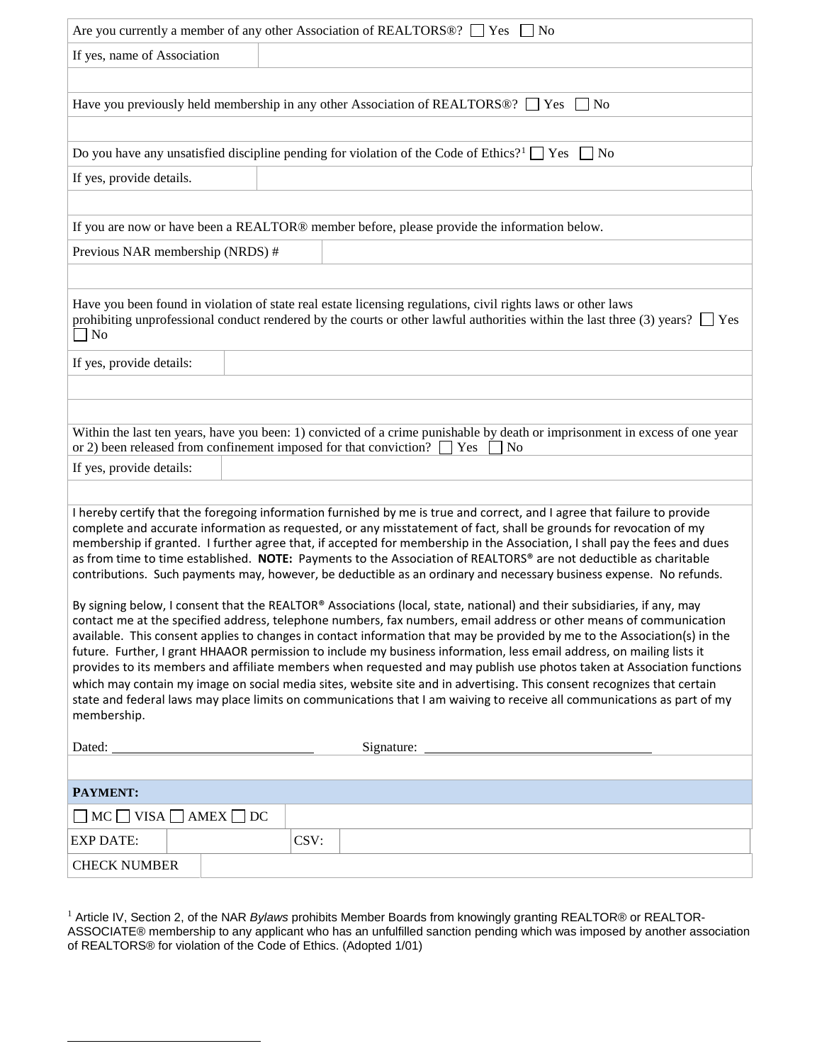Are you currently a member of any other Association of REALTORS®? ☐ Yes ☐ No

| | |
|---|---|
| If yes, name of Association | |

Have you previously held membership in any other Association of REALTORS®? ☐ Yes ☐ No

Do you have any unsatisfied discipline pending for violation of the Code of Ethics?[1] ☐ Yes ☐ No

| | |
|---|---|
| If yes, provide details. | |

If you are now or have been a REALTOR® member before, please provide the information below.

| | |
|---|---|
| Previous NAR membership (NRDS) # | |

Have you been found in violation of state real estate licensing regulations, civil rights laws or other laws prohibiting unprofessional conduct rendered by the courts or other lawful authorities within the last three (3) years? ☐ Yes ☐ No

| | |
|---|---|
| If yes, provide details: | |

Within the last ten years, have you been: 1) convicted of a crime punishable by death or imprisonment in excess of one year or 2) been released from confinement imposed for that conviction? ☐ Yes ☐ No

| | |
|---|---|
| If yes, provide details: | |

I hereby certify that the foregoing information furnished by me is true and correct, and I agree that failure to provide complete and accurate information as requested, or any misstatement of fact, shall be grounds for revocation of my membership if granted. I further agree that, if accepted for membership in the Association, I shall pay the fees and dues as from time to time established. **NOTE:** Payments to the Association of REALTORS® are not deductible as charitable contributions. Such payments may, however, be deductible as an ordinary and necessary business expense. No refunds.

By signing below, I consent that the REALTOR® Associations (local, state, national) and their subsidiaries, if any, may contact me at the specified address, telephone numbers, fax numbers, email address or other means of communication available. This consent applies to changes in contact information that may be provided by me to the Association(s) in the future. Further, I grant HHAAOR permission to include my business information, less email address, on mailing lists it provides to its members and affiliate members when requested and may publish use photos taken at Association functions which may contain my image on social media sites, website site and in advertising. This consent recognizes that certain state and federal laws may place limits on communications that I am waiving to receive all communications as part of my membership.

Dated: ____________________________ Signature: ________________________________

**PAYMENT:**

| | | | |
|---|---|---|---|
| ☐ MC ☐ VISA ☐ AMEX ☐ DC | | | |
| EXP DATE: | | CSV: | |
| CHECK NUMBER | | | |

[1] Article IV, Section 2, of the NAR *Bylaws* prohibits Member Boards from knowingly granting REALTOR® or REALTOR-ASSOCIATE® membership to any applicant who has an unfulfilled sanction pending which was imposed by another association of REALTORS® for violation of the Code of Ethics. (Adopted 1/01)